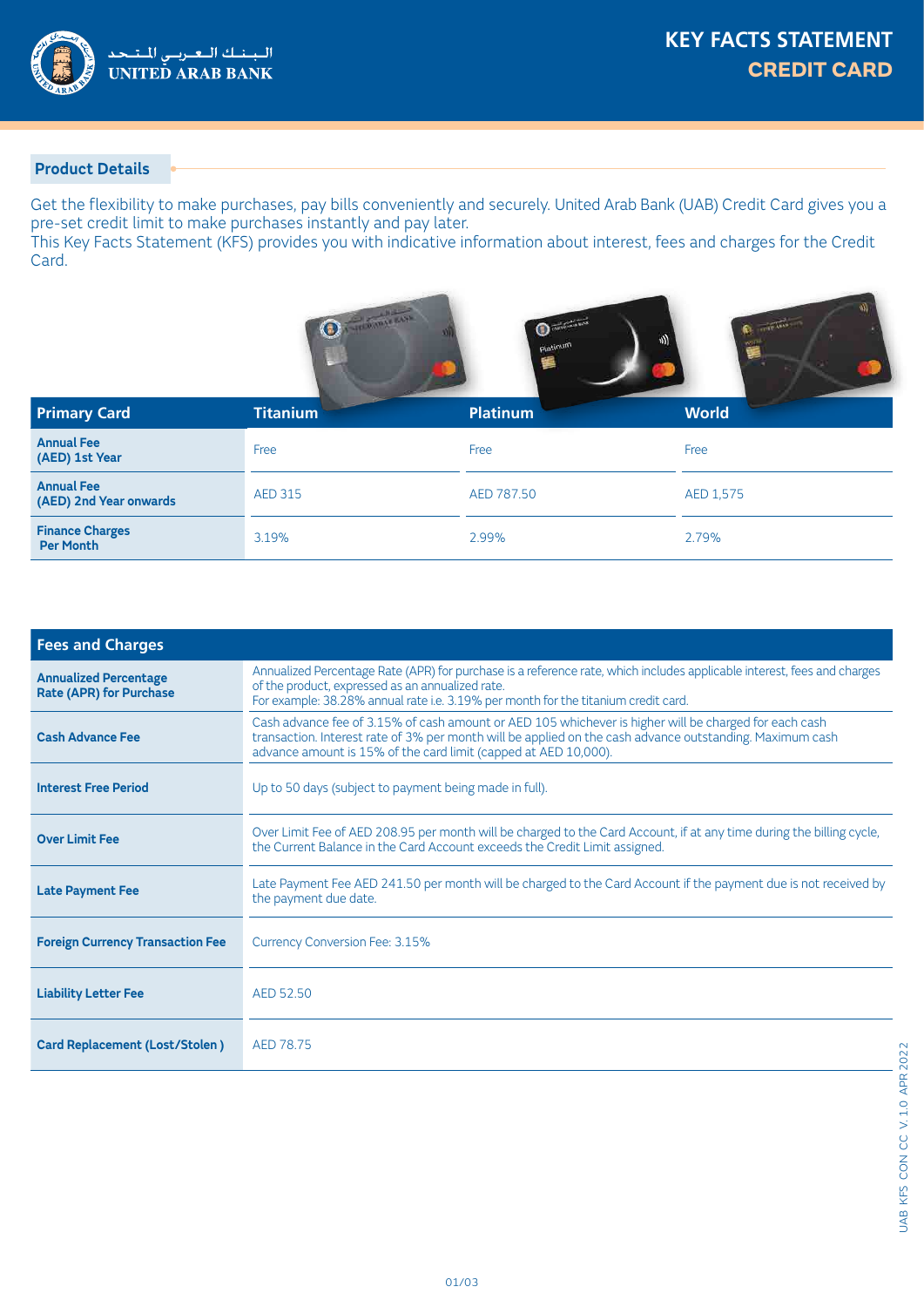البـنـك الـعـربـي المـتـحـد
UNITED ARAB BANK

# KEY FACTS STATEMENT
## CREDIT CARD

## Product Details

Get the flexibility to make purchases, pay bills conveniently and securely. United Arab Bank (UAB) Credit Card gives you a pre-set credit limit to make purchases instantly and pay later.
This Key Facts Statement (KFS) provides you with indicative information about interest, fees and charges for the Credit Card.

| Primary Card | Titanium | Platinum | World |
|---|---|---|---|
| **Annual Fee (AED) 1st Year** | Free | Free | Free |
| **Annual Fee (AED) 2nd Year onwards** | AED 315 | AED 787.50 | AED 1,575 |
| **Finance Charges Per Month** | 3.19% | 2.99% | 2.79% |

| Fees and Charges | |
|---|---|
| **Annualized Percentage Rate (APR) for Purchase** | Annualized Percentage Rate (APR) for purchase is a reference rate, which includes applicable interest, fees and charges of the product, expressed as an annualized rate. For example: 38.28% annual rate i.e. 3.19% per month for the titanium credit card. |
| **Cash Advance Fee** | Cash advance fee of 3.15% of cash amount or AED 105 whichever is higher will be charged for each cash transaction. Interest rate of 3% per month will be applied on the cash advance outstanding. Maximum cash advance amount is 15% of the card limit (capped at AED 10,000). |
| **Interest Free Period** | Up to 50 days (subject to payment being made in full). |
| **Over Limit Fee** | Over Limit Fee of AED 208.95 per month will be charged to the Card Account, if at any time during the billing cycle, the Current Balance in the Card Account exceeds the Credit Limit assigned. |
| **Late Payment Fee** | Late Payment Fee AED 241.50 per month will be charged to the Card Account if the payment due is not received by the payment due date. |
| **Foreign Currency Transaction Fee** | Currency Conversion Fee: 3.15% |
| **Liability Letter Fee** | AED 52.50 |
| **Card Replacement (Lost/Stolen )** | AED 78.75 |

UAB KFS CON CC V.1.0 APR 2022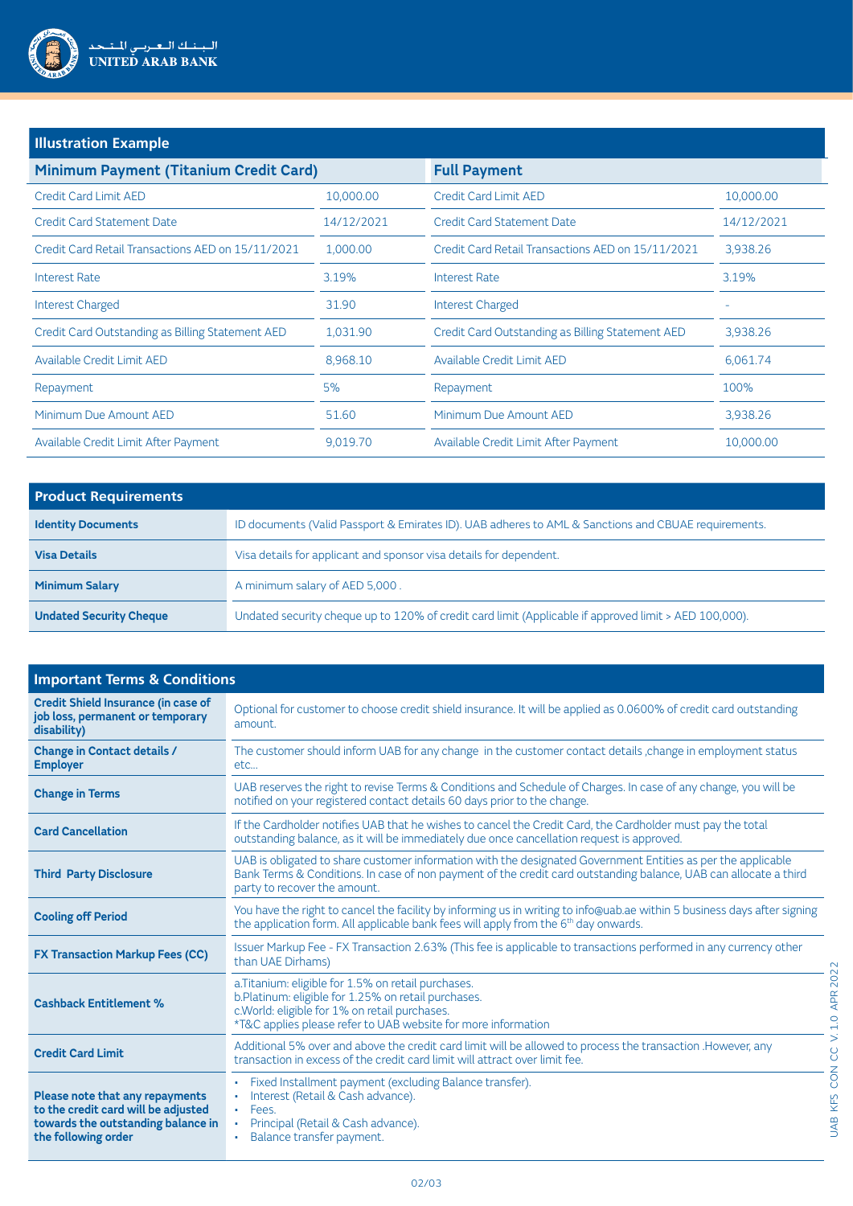## Illustration Example

| Minimum Payment (Titanium Credit Card) | | Full Payment | |
|---|---|---|---|
| Credit Card Limit AED | 10,000.00 | Credit Card Limit AED | 10,000.00 |
| Credit Card Statement Date | 14/12/2021 | Credit Card Statement Date | 14/12/2021 |
| Credit Card Retail Transactions AED on 15/11/2021 | 1,000.00 | Credit Card Retail Transactions AED on 15/11/2021 | 3,938.26 |
| Interest Rate | 3.19% | Interest Rate | 3.19% |
| Interest Charged | 31.90 | Interest Charged | - |
| Credit Card Outstanding as Billing Statement AED | 1,031.90 | Credit Card Outstanding as Billing Statement AED | 3,938.26 |
| Available Credit Limit AED | 8,968.10 | Available Credit Limit AED | 6,061.74 |
| Repayment | 5% | Repayment | 100% |
| Minimum Due Amount AED | 51.60 | Minimum Due Amount AED | 3,938.26 |
| Available Credit Limit After Payment | 9,019.70 | Available Credit Limit After Payment | 10,000.00 |

## Product Requirements

| | |
|---|---|
| **Identity Documents** | ID documents (Valid Passport & Emirates ID). UAB adheres to AML & Sanctions and CBUAE requirements. |
| **Visa Details** | Visa details for applicant and sponsor visa details for dependent. |
| **Minimum Salary** | A minimum salary of AED 5,000 . |
| **Undated Security Cheque** | Undated security cheque up to 120% of credit card limit (Applicable if approved limit > AED 100,000). |

## Important Terms & Conditions

| | |
|---|---|
| **Credit Shield Insurance (in case of job loss, permanent or temporary disability)** | Optional for customer to choose credit shield insurance. It will be applied as 0.0600% of credit card outstanding amount. |
| **Change in Contact details / Employer** | The customer should inform UAB for any change in the customer contact details ,change in employment status etc... |
| **Change in Terms** | UAB reserves the right to revise Terms & Conditions and Schedule of Charges. In case of any change, you will be notified on your registered contact details 60 days prior to the change. |
| **Card Cancellation** | If the Cardholder notifies UAB that he wishes to cancel the Credit Card, the Cardholder must pay the total outstanding balance, as it will be immediately due once cancellation request is approved. |
| **Third Party Disclosure** | UAB is obligated to share customer information with the designated Government Entities as per the applicable Bank Terms & Conditions. In case of non payment of the credit card outstanding balance, UAB can allocate a third party to recover the amount. |
| **Cooling off Period** | You have the right to cancel the facility by informing us in writing to info@uab.ae within 5 business days after signing the application form. All applicable bank fees will apply from the 6th day onwards. |
| **FX Transaction Markup Fees (CC)** | Issuer Markup Fee - FX Transaction 2.63% (This fee is applicable to transactions performed in any currency other than UAE Dirhams) |
| **Cashback Entitlement %** | a.Titanium: eligible for 1.5% on retail purchases.<br>b.Platinum: eligible for 1.25% on retail purchases.<br>c.World: eligible for 1% on retail purchases.<br>*T&C applies please refer to UAB website for more information |
| **Credit Card Limit** | Additional 5% over and above the credit card limit will be allowed to process the transaction .However, any transaction in excess of the credit card limit will attract over limit fee. |
| **Please note that any repayments to the credit card will be adjusted towards the outstanding balance in the following order** | • Fixed Installment payment (excluding Balance transfer).<br>• Interest (Retail & Cash advance).<br>• Fees.<br>• Principal (Retail & Cash advance).<br>• Balance transfer payment. |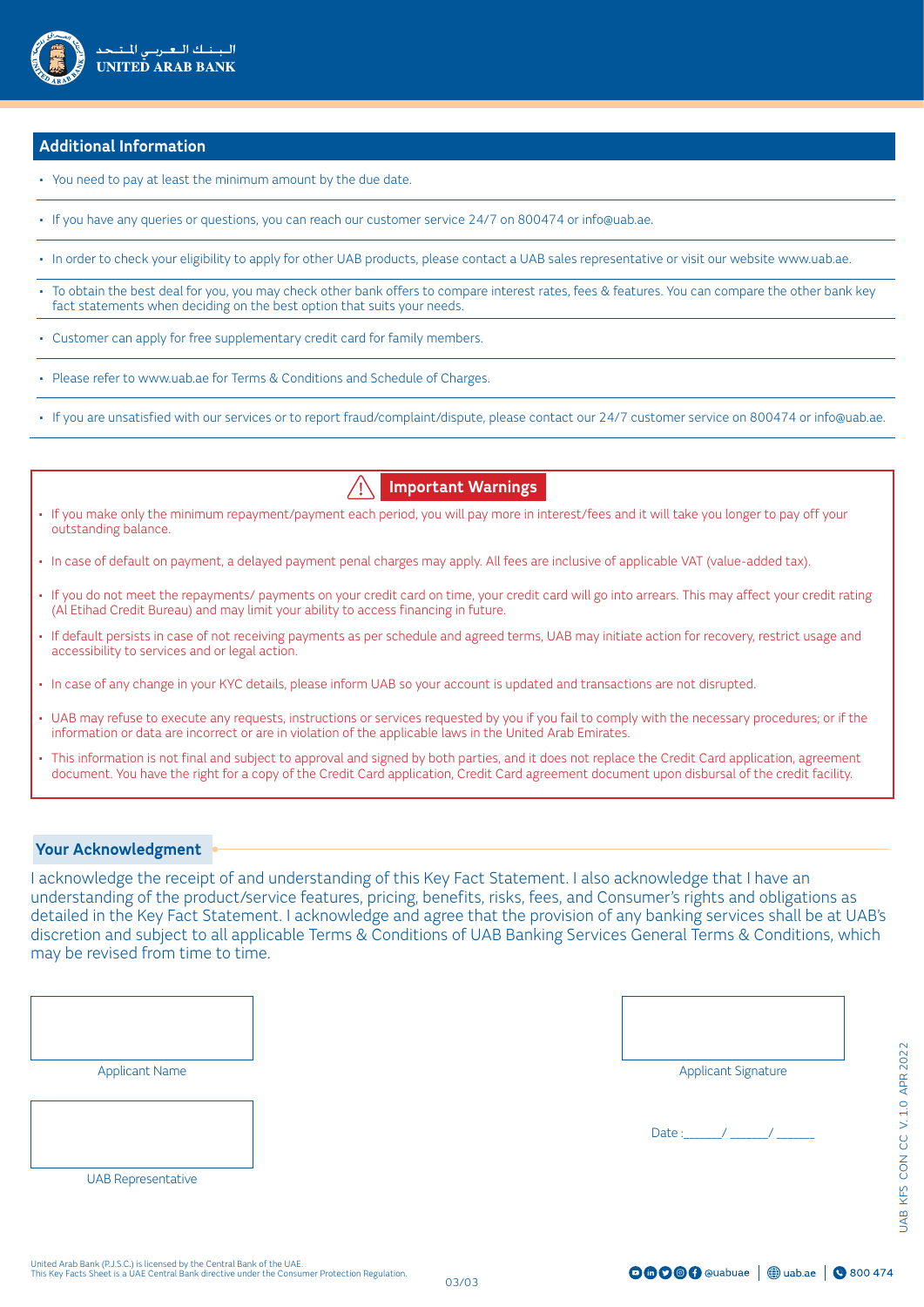## Additional Information

- You need to pay at least the minimum amount by the due date.
- If you have any queries or questions, you can reach our customer service 24/7 on 800474 or info@uab.ae.
- In order to check your eligibility to apply for other UAB products, please contact a UAB sales representative or visit our website www.uab.ae.
- To obtain the best deal for you, you may check other bank offers to compare interest rates, fees & features. You can compare the other bank key fact statements when deciding on the best option that suits your needs.
- Customer can apply for free supplementary credit card for family members.
- Please refer to www.uab.ae for Terms & Conditions and Schedule of Charges.
- If you are unsatisfied with our services or to report fraud/complaint/dispute, please contact our 24/7 customer service on 800474 or info@uab.ae.

## Important Warnings

- If you make only the minimum repayment/payment each period, you will pay more in interest/fees and it will take you longer to pay off your outstanding balance.
- In case of default on payment, a delayed payment penal charges may apply. All fees are inclusive of applicable VAT (value-added tax).
- If you do not meet the repayments/ payments on your credit card on time, your credit card will go into arrears. This may affect your credit rating (Al Etihad Credit Bureau) and may limit your ability to access financing in future.
- If default persists in case of not receiving payments as per schedule and agreed terms, UAB may initiate action for recovery, restrict usage and accessibility to services and or legal action.
- In case of any change in your KYC details, please inform UAB so your account is updated and transactions are not disrupted.
- UAB may refuse to execute any requests, instructions or services requested by you if you fail to comply with the necessary procedures; or if the information or data are incorrect or are in violation of the applicable laws in the United Arab Emirates.
- This information is not final and subject to approval and signed by both parties, and it does not replace the Credit Card application, agreement document. You have the right for a copy of the Credit Card application, Credit Card agreement document upon disbursal of the credit facility.

## Your Acknowledgment

I acknowledge the receipt of and understanding of this Key Fact Statement. I also acknowledge that I have an understanding of the product/service features, pricing, benefits, risks, fees, and Consumer's rights and obligations as detailed in the Key Fact Statement. I acknowledge and agree that the provision of any banking services shall be at UAB's discretion and subject to all applicable Terms & Conditions of UAB Banking Services General Terms & Conditions, which may be revised from time to time.

Applicant Name

Applicant Signature

UAB Representative

Date :______/ ______/ ______

UAB KFS CON CC V.1.0 APR 2022

United Arab Bank (P.J.S.C.) is licensed by the Central Bank of the UAE.
This Key Facts Sheet is a UAE Central Bank directive under the Consumer Protection Regulation.

@uabuae | uab.ae | 800 474